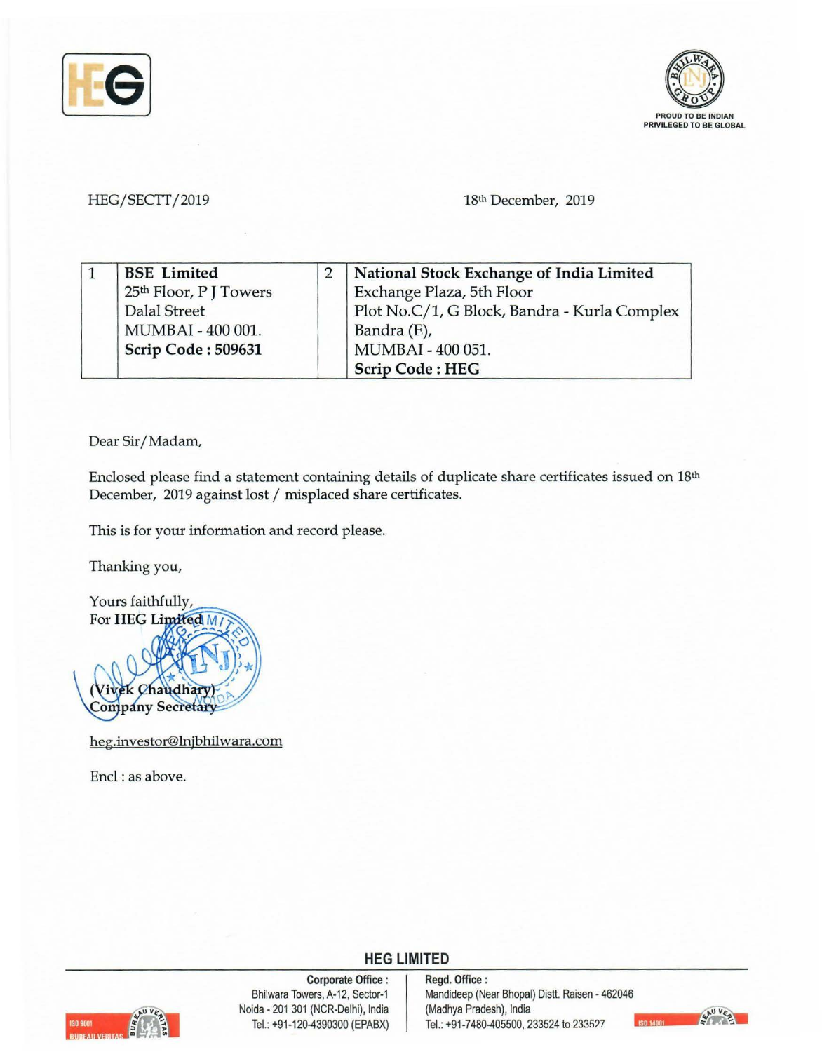HEG/SECTT/2019

18th December, 2019

| | | | |
|---|---|---|---|
| 1 | **BSE Limited**<br>25th Floor, P J Towers<br>Dalal Street<br>MUMBAI - 400 001.<br>**Scrip Code : 509631** | 2 | **National Stock Exchange of India Limited**<br>Exchange Plaza, 5th Floor<br>Plot No.C/1, G Block, Bandra - Kurla Complex<br>Bandra (E),<br>MUMBAI - 400 051.<br>**Scrip Code : HEG** |

Dear Sir/Madam,

Enclosed please find a statement containing details of duplicate share certificates issued on 18th December, 2019 against lost / misplaced share certificates.

This is for your information and record please.

Thanking you,

Yours faithfully,
For **HEG Limited**

**(Vivek Chaudhary)**
**Company Secretary**

heg.investor@lnjbhilwara.com

Encl : as above.

**HEG LIMITED**

**Corporate Office :**
Bhilwara Towers, A-12, Sector-1
Noida - 201 301 (NCR-Delhi), India
Tel.: +91-120-4390300 (EPABX)

**Regd. Office :**
Mandideep (Near Bhopal) Distt. Raisen - 462046
(Madhya Pradesh), India
Tel.: +91-7480-405500, 233524 to 233527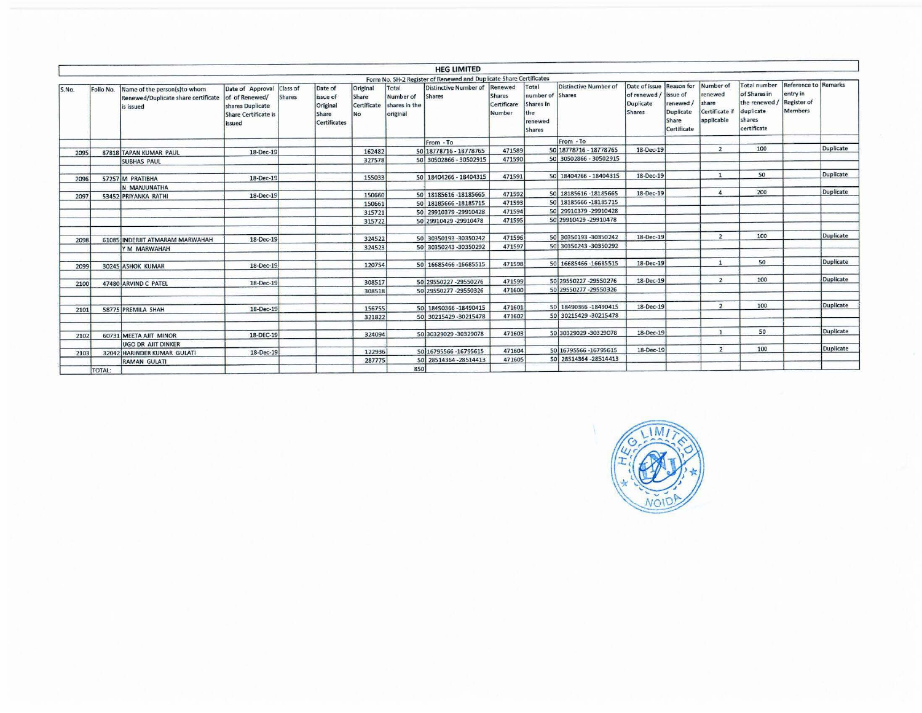## HEG LIMITED

Form No. SH-2 Register of Renewed and Duplicate Share Certificates

| S.No. | Folio No. | Name of the person(s)to whom Renewed/Duplicate share certificate is issued | Date of Approval of of Renewed/ shares Duplicate Share Certificate is issued | Class of Shares | Date of issue of Original Share Certificates | Original Share Certificate No | Total Number of shares in the original | Distinctive Number of Shares | Renewed Shares Certificate Number | Total number of Shares in the renewed Shares | Distinctive Number of Shares | Date of issue of renewed / Duplicate Shares | Reason for issue of renewed / Duplicate Share Certificate | Number of renewed share Certificate if applicable | Total number of Shares in the renewed / duplicate shares certificate | Reference to entry in Register of Members | Remarks |
|---|---|---|---|---|---|---|---|---|---|---|---|---|---|---|---|---|---|
| | | | | | | | | From - To | | | From - To | | | | | | |
| 2095 | 87818 | TAPAN KUMAR PAUL | 18-Dec-19 | | | 162482 | 50 | 18778716 - 18778765 | 471589 | 50 | 18778716 - 18778765 | 18-Dec-19 | | 2 | 100 | | Duplicate |
| | | SUBHAS PAUL | | | | 327578 | 50 | 30502866 - 30502915 | 471590 | 50 | 30502866 - 30502915 | | | | | | |
| 2096 | 57257 | M PRATIBHA | 18-Dec-19 | | | 155033 | 50 | 18404266 - 18404315 | 471591 | 50 | 18404266 - 18404315 | 18-Dec-19 | | 1 | 50 | | Duplicate |
| | | N MANJUNATHA | | | | | | | | | | | | | | | |
| 2097 | 53452 | PRIYANKA RATHI | 18-Dec-19 | | | 150660 | 50 | 18185616 -18185665 | 471592 | 50 | 18185616 -18185665 | 18-Dec-19 | | 4 | 200 | | Duplicate |
| | | | | | | 150661 | 50 | 18185666 -18185715 | 471593 | 50 | 18185666 -18185715 | | | | | | |
| | | | | | | 315721 | 50 | 29910379 -29910428 | 471594 | 50 | 29910379 -29910428 | | | | | | |
| | | | | | | 315722 | 50 | 29910429 -29910478 | 471595 | 50 | 29910429 -29910478 | | | | | | |
| 2098 | 61085 | INDERJIT ATMARAM MARWAHAH | 18-Dec-19 | | | 324522 | 50 | 30350193 -30350242 | 471596 | 50 | 30350193 -30350242 | 18-Dec-19 | | 2 | 100 | | Duplicate |
| | | Y M MARWAHAH | | | | 324523 | 50 | 30350243 -30350292 | 471597 | 50 | 30350243 -30350292 | | | | | | |
| 2099 | 30245 | ASHOK KUMAR | 18-Dec-19 | | | 120754 | 50 | 16685466 -16685515 | 471598 | 50 | 16685466 -16685515 | 18-Dec-19 | | 1 | 50 | | Duplicate |
| 2100 | 47480 | ARVIND C PATEL | 18-Dec-19 | | | 308517 | 50 | 29550227 -29550276 | 471599 | 50 | 29550227 -29550276 | 18-Dec-19 | | 2 | 100 | | Duplicate |
| | | | | | | 308518 | 50 | 29550277 -29550326 | 471600 | 50 | 29550277 -29550326 | | | | | | |
| 2101 | 58775 | PREMILA SHAH | 18-Dec-19 | | | 156755 | 50 | 18490366 -18490415 | 471601 | 50 | 18490366 -18490415 | 18-Dec-19 | | 2 | 100 | | Duplicate |
| | | | | | | 321822 | 50 | 30215429 -30215478 | 471602 | 50 | 30215429 -30215478 | | | | | | |
| 2102 | 60731 | MEETA AJIT MINOR | 18-DEC-19 | | | 324094 | 50 | 30329029 -30329078 | 471603 | 50 | 30329029 -30329078 | 18-Dec-19 | | 1 | 50 | | Duplicate |
| | | UGO DR AJIT DINKER | | | | | | | | | | | | | | | |
| 2103 | 32042 | HARINDER KUMAR GULATI | 18-Dec-19 | | | 122936 | 50 | 16795566 -16795615 | 471604 | 50 | 16795566 -16795615 | 18-Dec-19 | | 2 | 100 | | Duplicate |
| | | RAMAN GULATI | | | | 287775 | 50 | 28514364 -28514413 | 471605 | 50 | 28514364 -28514413 | | | | | | |
| | TOTAL: | | | | | | 850 | | | | | | | | | | |